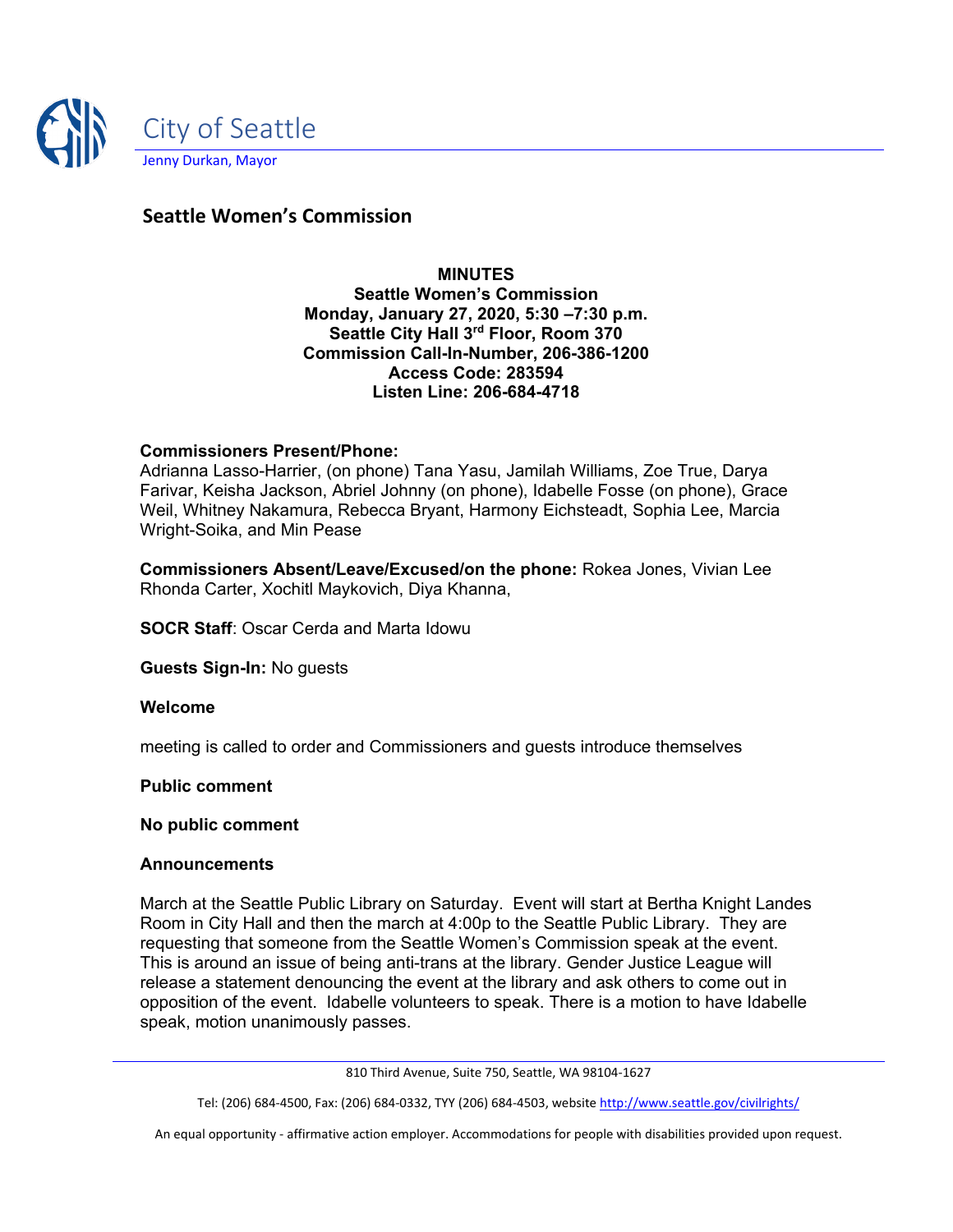City of Seattle

Jenny Durkan, Mayor

## Seattle Women's Commission

**MINUTES**
**Seattle Women's Commission**
**Monday, January 27, 2020, 5:30 –7:30 p.m.**
**Seattle City Hall 3rd Floor, Room 370**
**Commission Call-In-Number, 206-386-1200**
**Access Code: 283594**
**Listen Line: 206-684-4718**

**Commissioners Present/Phone:**
Adrianna Lasso-Harrier, (on phone) Tana Yasu, Jamilah Williams, Zoe True, Darya Farivar, Keisha Jackson, Abriel Johnny (on phone), Idabelle Fosse (on phone), Grace Weil, Whitney Nakamura, Rebecca Bryant, Harmony Eichsteadt, Sophia Lee, Marcia Wright-Soika, and Min Pease

**Commissioners Absent/Leave/Excused/on the phone:** Rokea Jones, Vivian Lee Rhonda Carter, Xochitl Maykovich, Diya Khanna,

**SOCR Staff**: Oscar Cerda and Marta Idowu

**Guests Sign-In:** No guests

**Welcome**

meeting is called to order and Commissioners and guests introduce themselves

**Public comment**

**No public comment**

**Announcements**

March at the Seattle Public Library on Saturday. Event will start at Bertha Knight Landes Room in City Hall and then the march at 4:00p to the Seattle Public Library. They are requesting that someone from the Seattle Women's Commission speak at the event. This is around an issue of being anti-trans at the library. Gender Justice League will release a statement denouncing the event at the library and ask others to come out in opposition of the event. Idabelle volunteers to speak. There is a motion to have Idabelle speak, motion unanimously passes.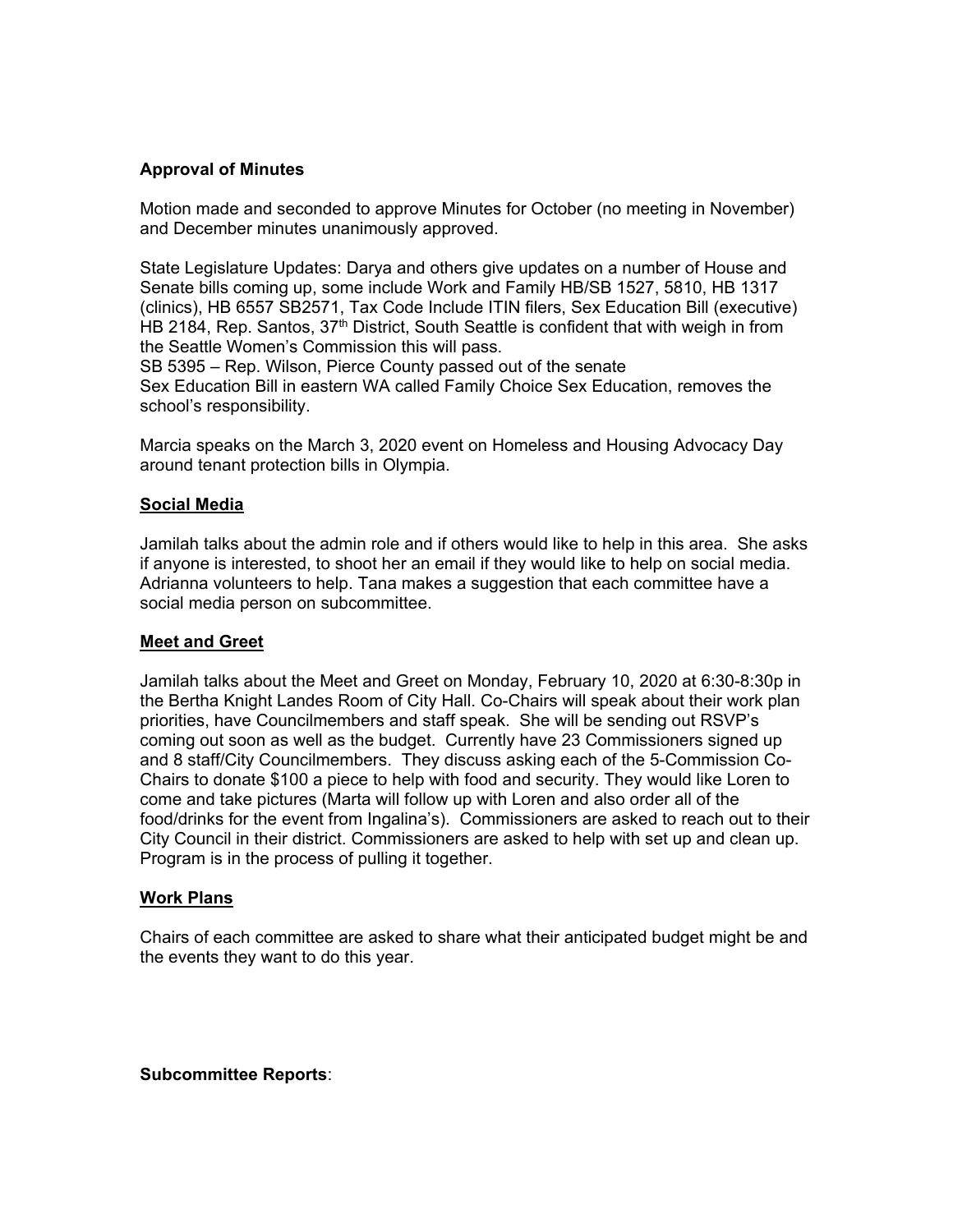**Approval of Minutes**

Motion made and seconded to approve Minutes for October (no meeting in November) and December minutes unanimously approved.

State Legislature Updates: Darya and others give updates on a number of House and Senate bills coming up, some include Work and Family HB/SB 1527, 5810, HB 1317 (clinics), HB 6557 SB2571, Tax Code Include ITIN filers, Sex Education Bill (executive) HB 2184, Rep. Santos, 37th District, South Seattle is confident that with weigh in from the Seattle Women's Commission this will pass.
SB 5395 – Rep. Wilson, Pierce County passed out of the senate
Sex Education Bill in eastern WA called Family Choice Sex Education, removes the school's responsibility.

Marcia speaks on the March 3, 2020 event on Homeless and Housing Advocacy Day around tenant protection bills in Olympia.

**<u>Social Media</u>**

Jamilah talks about the admin role and if others would like to help in this area. She asks if anyone is interested, to shoot her an email if they would like to help on social media. Adrianna volunteers to help. Tana makes a suggestion that each committee have a social media person on subcommittee.

**<u>Meet and Greet</u>**

Jamilah talks about the Meet and Greet on Monday, February 10, 2020 at 6:30-8:30p in the Bertha Knight Landes Room of City Hall. Co-Chairs will speak about their work plan priorities, have Councilmembers and staff speak. She will be sending out RSVP's coming out soon as well as the budget. Currently have 23 Commissioners signed up and 8 staff/City Councilmembers. They discuss asking each of the 5-Commission Co-Chairs to donate $100 a piece to help with food and security. They would like Loren to come and take pictures (Marta will follow up with Loren and also order all of the food/drinks for the event from Ingalina's). Commissioners are asked to reach out to their City Council in their district. Commissioners are asked to help with set up and clean up. Program is in the process of pulling it together.

**<u>Work Plans</u>**

Chairs of each committee are asked to share what their anticipated budget might be and the events they want to do this year.

**Subcommittee Reports**: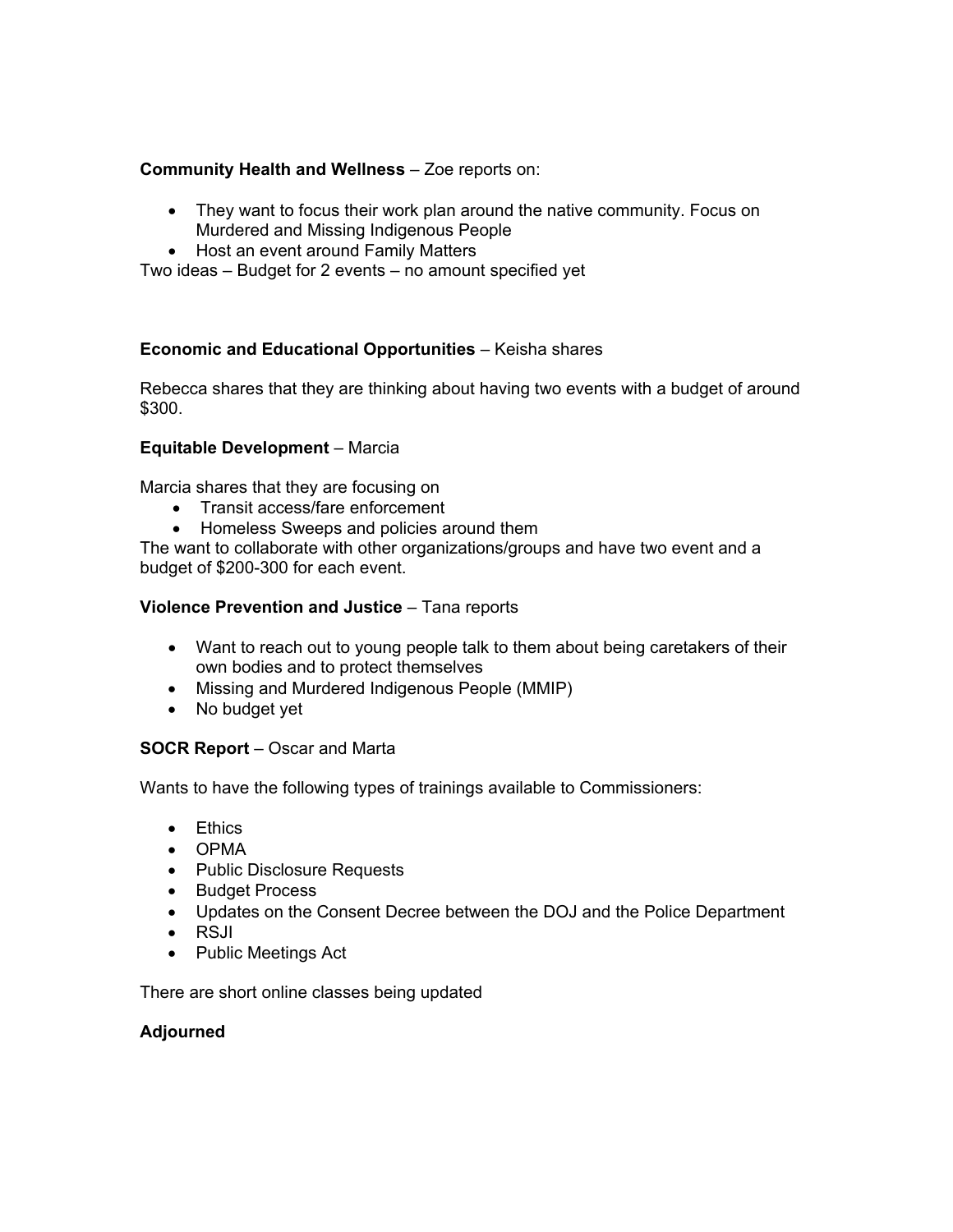**Community Health and Wellness** – Zoe reports on:

- They want to focus their work plan around the native community. Focus on Murdered and Missing Indigenous People
- Host an event around Family Matters

Two ideas – Budget for 2 events – no amount specified yet

**Economic and Educational Opportunities** – Keisha shares

Rebecca shares that they are thinking about having two events with a budget of around $300.

**Equitable Development** – Marcia

Marcia shares that they are focusing on

- Transit access/fare enforcement
- Homeless Sweeps and policies around them

The want to collaborate with other organizations/groups and have two event and a budget of $200-300 for each event.

**Violence Prevention and Justice** – Tana reports

- Want to reach out to young people talk to them about being caretakers of their own bodies and to protect themselves
- Missing and Murdered Indigenous People (MMIP)
- No budget yet

**SOCR Report** – Oscar and Marta

Wants to have the following types of trainings available to Commissioners:

- Ethics
- OPMA
- Public Disclosure Requests
- Budget Process
- Updates on the Consent Decree between the DOJ and the Police Department
- RSJI
- Public Meetings Act

There are short online classes being updated

**Adjourned**